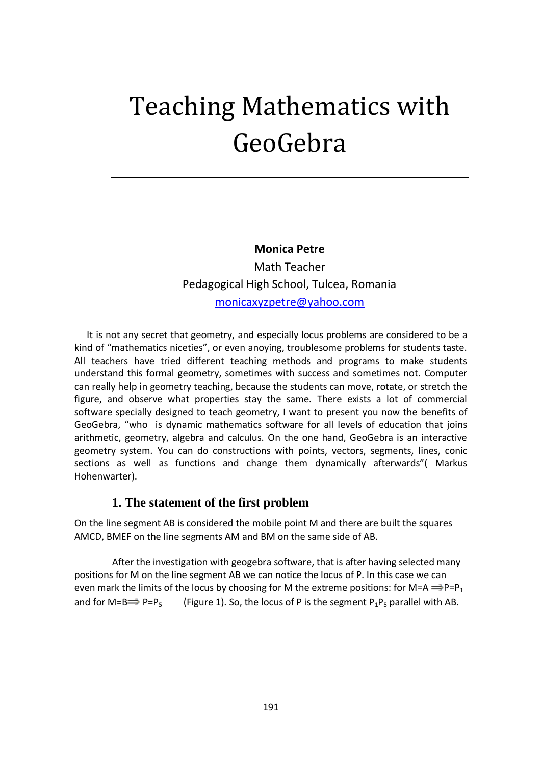# Teaching Mathematics with GeoGebra

**Monica Petre**

Math Teacher

Pedagogical High School, Tulcea, Romania

monicaxyzpetre@yahoo.com

It is not any secret that geometry, and especially locus problems are considered to be a kind of "mathematics niceties", or even anoying, troublesome problems for students taste. All teachers have tried different teaching methods and programs to make students understand this formal geometry, sometimes with success and sometimes not. Computer can really help in geometry teaching, because the students can move, rotate, or stretch the figure, and observe what properties stay the same. There exists a lot of commercial software specially designed to teach geometry, I want to present you now the benefits of GeoGebra, "who is dynamic mathematics software for all levels of education that joins arithmetic, geometry, algebra and calculus. On the one hand, GeoGebra is an interactive geometry system. You can do constructions with points, vectors, segments, lines, conic sections as well as functions and change them dynamically afterwards"( Markus Hohenwarter).

## 1. The statement of the first problem

On the line segment AB is considered the mobile point M and there are built the squares AMCD, BMEF on the line segments AM and BM on the same side of AB.

After the investigation with geogebra software, that is after having selected many positions for M on the line segment AB we can notice the locus of P. In this case we can even mark the limits of the locus by choosing for M the extreme positions: for $M=A \Longrightarrow P=P_1$ and for $M=B \Longrightarrow P=P_5$ (Figure 1). So, the locus of P is the segment $P_1P_5$ parallel with AB.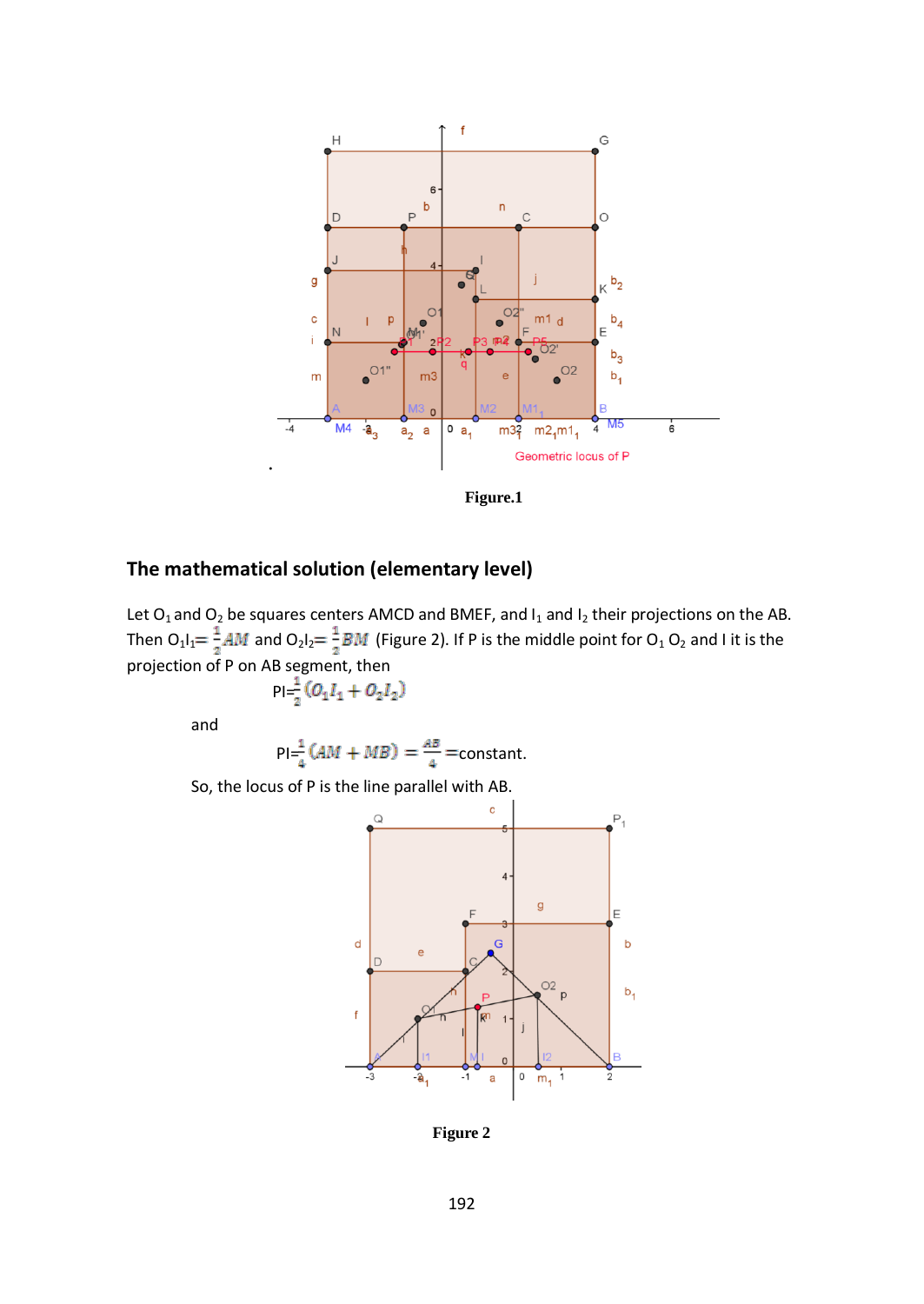**Figure.1**

## The mathematical solution (elementary level)

Let $O_1$ and $O_2$ be squares centers AMCD and BMEF, and $I_1$ and $I_2$ their projections on the AB. Then $O_1I_1 = \frac{1}{2}AM$ and $O_2I_2 = \frac{1}{2}BM$ (Figure 2). If P is the middle point for $O_1$ $O_2$ and I it is the projection of P on AB segment, then

$$PI = \frac{1}{2}(O_1I_1 + O_2I_2)$$

and

$$PI = \frac{1}{4}(AM + MB) = \frac{AB}{4} = \text{constant}.$$

So, the locus of P is the line parallel with AB.

**Figure 2**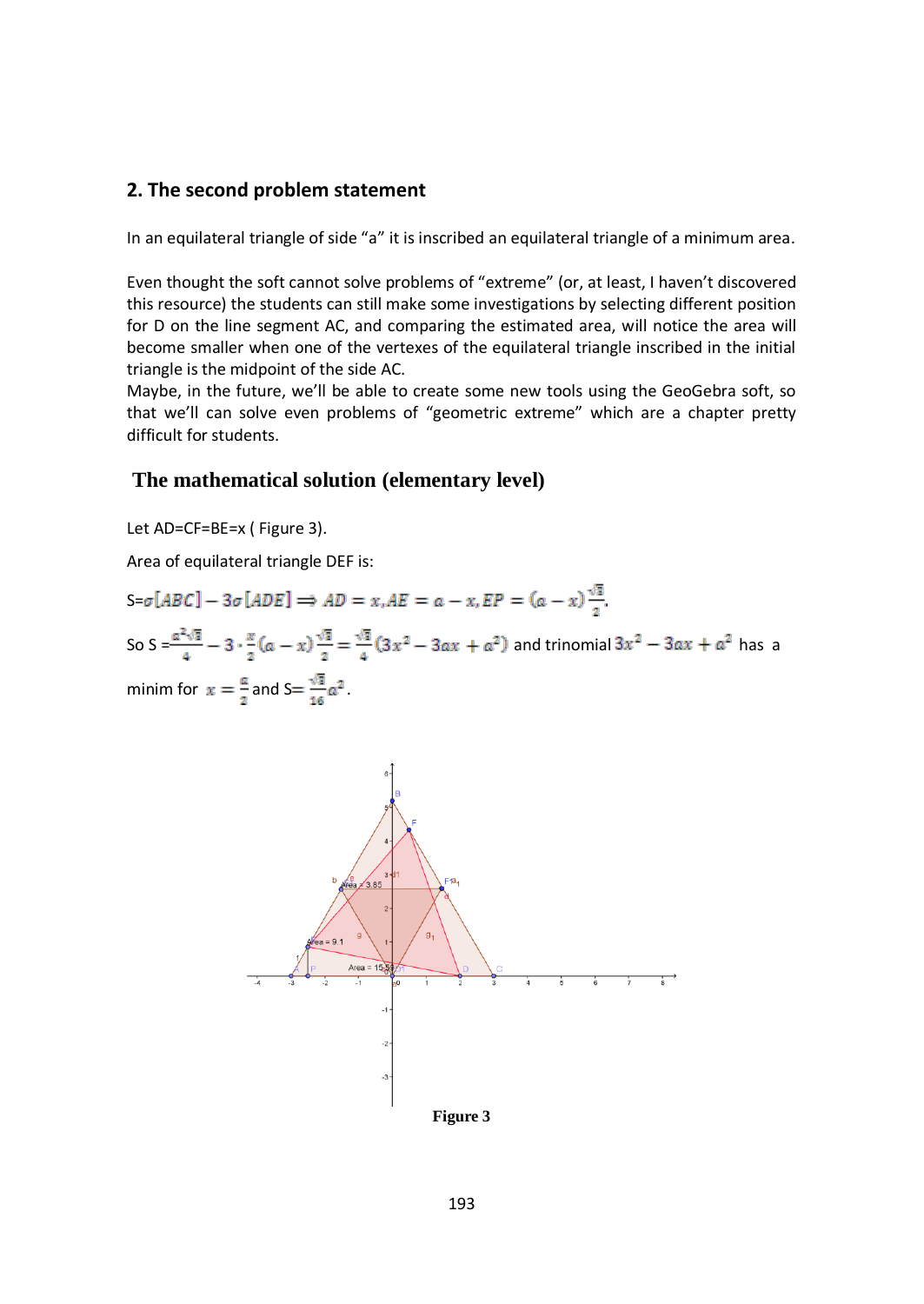## 2. The second problem statement

In an equilateral triangle of side "a" it is inscribed an equilateral triangle of a minimum area.

Even thought the soft cannot solve problems of "extreme" (or, at least, I haven't discovered this resource) the students can still make some investigations by selecting different position for D on the line segment AC, and comparing the estimated area, will notice the area will become smaller when one of the vertexes of the equilateral triangle inscribed in the initial triangle is the midpoint of the side AC.

Maybe, in the future, we'll be able to create some new tools using the GeoGebra soft, so that we'll can solve even problems of "geometric extreme" which are a chapter pretty difficult for students.

## The mathematical solution (elementary level)

Let AD=CF=BE=x ( Figure 3).

Area of equilateral triangle DEF is:

S=$\sigma[ABC]-3\sigma[ADE] \Rightarrow AD=x, AE=a-x, EP=(a-x)\frac{\sqrt{3}}{2}$.

So S =$\frac{a^2\sqrt{3}}{4}-3\cdot\frac{x}{2}(a-x)\frac{\sqrt{3}}{2}=\frac{\sqrt{3}}{4}(3x^2-3ax+a^2)$ and trinomial $3x^2-3ax+a^2$ has a minim for $x=\frac{a}{2}$ and S=$\frac{\sqrt{3}}{16}a^2$.

Figure 3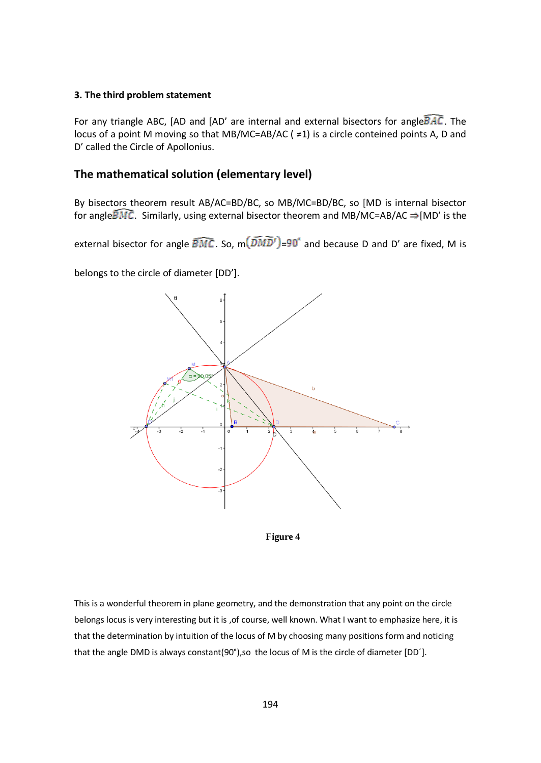**3. The third problem statement**

For any triangle ABC, [AD and [AD' are internal and external bisectors for angle $\widehat{BAC}$. The locus of a point M moving so that MB/MC=AB/AC ( ≠1) is a circle conteined points A, D and D' called the Circle of Apollonius.

## The mathematical solution (elementary level)

By bisectors theorem result AB/AC=BD/BC, so MB/MC=BD/BC, so [MD is internal bisector for angle $\widehat{BMC}$. Similarly, using external bisector theorem and MB/MC=AB/AC ⇒ [MD' is the external bisector for angle $\widehat{BMC}$. So, $m\left(\widehat{DMD'}\right)=90^{\circ}$ and because D and D' are fixed, M is belongs to the circle of diameter [DD'].

**Figure 4**

This is a wonderful theorem in plane geometry, and the demonstration that any point on the circle belongs locus is very interesting but it is ,of course, well known. What I want to emphasize here, it is that the determination by intuition of the locus of M by choosing many positions form and noticing that the angle DMD is always constant(90°),so the locus of M is the circle of diameter [DD′].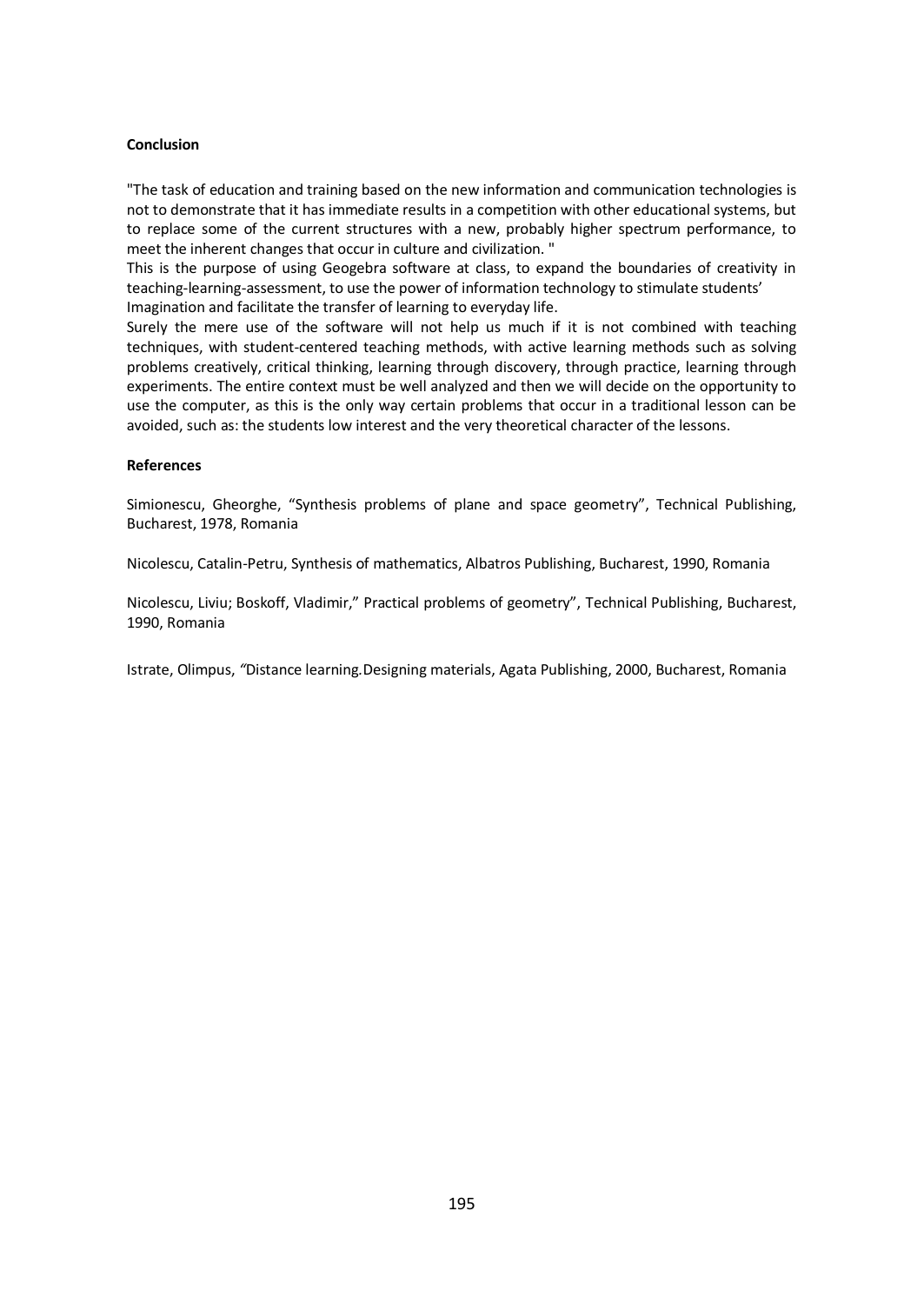**Conclusion**

"The task of education and training based on the new information and communication technologies is not to demonstrate that it has immediate results in a competition with other educational systems, but to replace some of the current structures with a new, probably higher spectrum performance, to meet the inherent changes that occur in culture and civilization. "

This is the purpose of using Geogebra software at class, to expand the boundaries of creativity in teaching-learning-assessment, to use the power of information technology to stimulate students' Imagination and facilitate the transfer of learning to everyday life.

Surely the mere use of the software will not help us much if it is not combined with teaching techniques, with student-centered teaching methods, with active learning methods such as solving problems creatively, critical thinking, learning through discovery, through practice, learning through experiments. The entire context must be well analyzed and then we will decide on the opportunity to use the computer, as this is the only way certain problems that occur in a traditional lesson can be avoided, such as: the students low interest and the very theoretical character of the lessons.

**References**

Simionescu, Gheorghe, "Synthesis problems of plane and space geometry", Technical Publishing, Bucharest, 1978, Romania

Nicolescu, Catalin-Petru, Synthesis of mathematics, Albatros Publishing, Bucharest, 1990, Romania

Nicolescu, Liviu; Boskoff, Vladimir," Practical problems of geometry", Technical Publishing, Bucharest, 1990, Romania

Istrate, Olimpus, "Distance learning.Designing materials, Agata Publishing, 2000, Bucharest, Romania